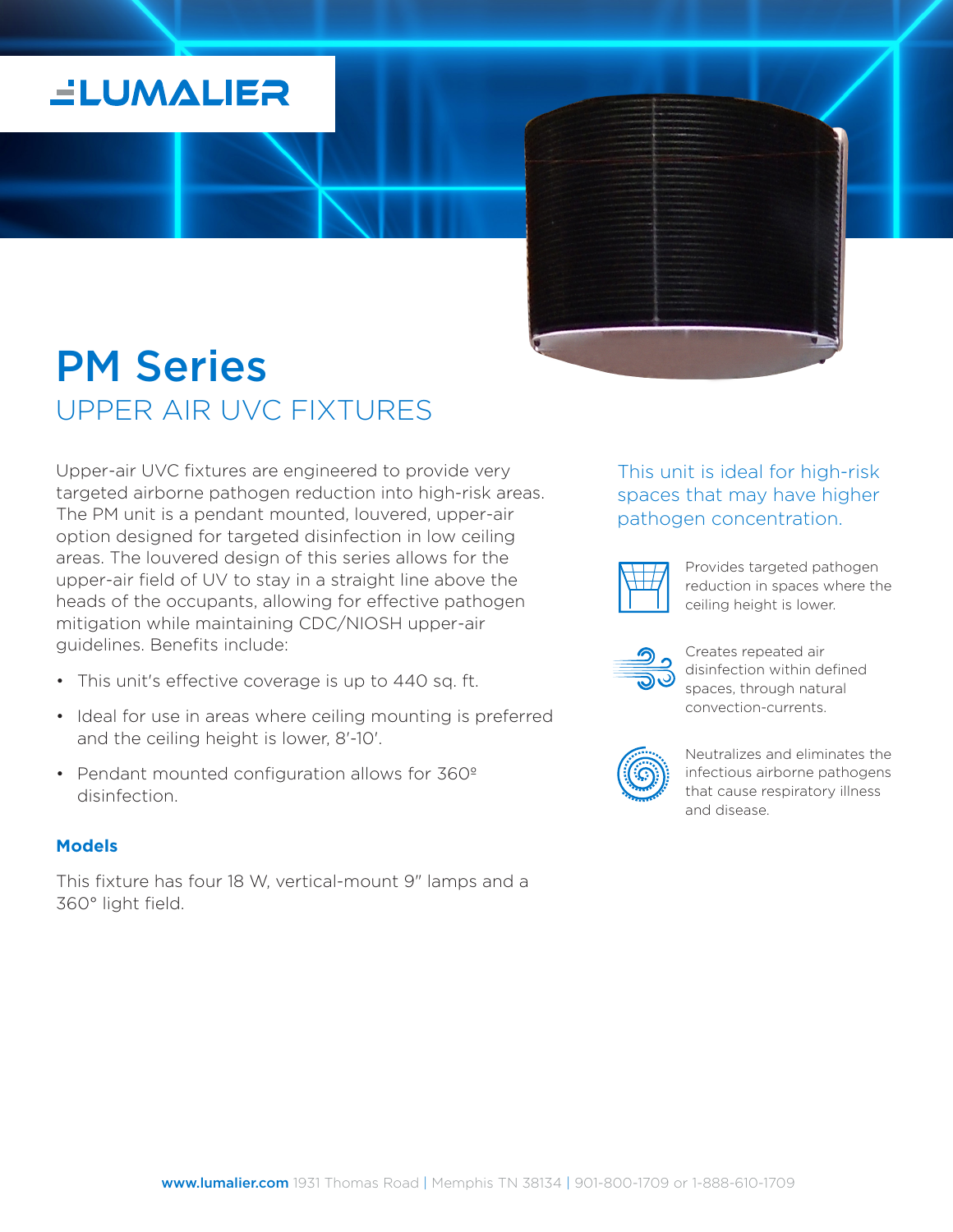LUMALIER

# PM Series

## UPPER AIR UVC FIXTURES

Upper-air UVC fixtures are engineered to provide very targeted airborne pathogen reduction into high-risk areas. The PM unit is a pendant mounted, louvered, upper-air option designed for targeted disinfection in low ceiling areas. The louvered design of this series allows for the upper-air field of UV to stay in a straight line above the heads of the occupants, allowing for effective pathogen mitigation while maintaining CDC/NIOSH upper-air guidelines. Benefits include:

- This unit's effective coverage is up to 440 sq. ft.
- Ideal for use in areas where ceiling mounting is preferred and the ceiling height is lower, 8′-10′.
- Pendant mounted configuration allows for 360º disinfection.

### Models

This fixture has four 18 W, vertical-mount 9″ lamps and a 360° light field.

This unit is ideal for high-risk spaces that may have higher pathogen concentration.

Provides targeted pathogen reduction in spaces where the ceiling height is lower.

Creates repeated air disinfection within defined spaces, through natural convection-currents.

Neutralizes and eliminates the infectious airborne pathogens that cause respiratory illness and disease.

**www.lumalier.com** 1931 Thomas Road | Memphis TN 38134 | 901-800-1709 or 1-888-610-1709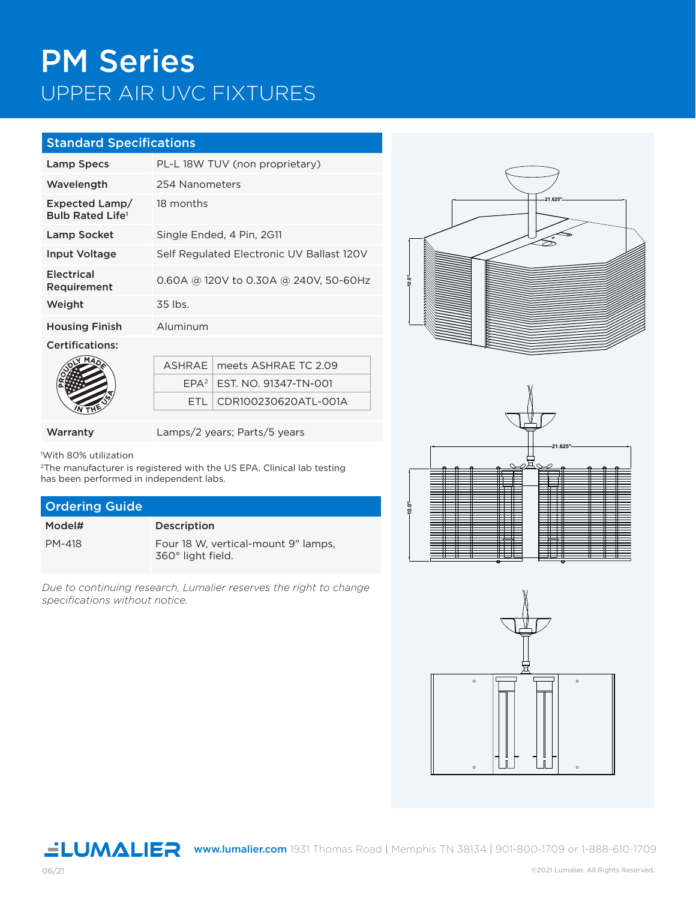# PM Series

## UPPER AIR UVC FIXTURES

| Standard Specifications | |
|---|---|
| **Lamp Specs** | PL-L 18W TUV (non proprietary) |
| **Wavelength** | 254 Nanometers |
| **Expected Lamp/ Bulb Rated Life**[1] | 18 months |
| **Lamp Socket** | Single Ended, 4 Pin, 2G11 |
| **Input Voltage** | Self Regulated Electronic UV Ballast 120V |
| **Electrical Requirement** | 0.60A @ 120V to 0.30A @ 240V, 50-60Hz |
| **Weight** | 35 lbs. |
| **Housing Finish** | Aluminum |

**Certifications:**

PROUDLY MADE IN THE USA

| | |
|---|---|
| ASHRAE | meets ASHRAE TC 2.09 |
| EPA[2] | EST. NO. 91347-TN-001 |
| ETL | CDR100230620ATL-001A |

| | |
|---|---|
| **Warranty** | Lamps/2 years; Parts/5 years |

[1]With 80% utilization

[2]The manufacturer is registered with the US EPA. Clinical lab testing has been performed in independent labs.

| Ordering Guide | |
|---|---|
| **Model#** | **Description** |
| PM-418 | Four 18 W, vertical-mount 9" lamps, 360° light field. |

*Due to continuing research, Lumalier reserves the right to change specifications without notice.*

21.625"

10.0"

21.625"

10.0"

LUMALIER www.lumalier.com 1931 Thomas Road | Memphis TN 38134 | 901-800-1709 or 1-888-610-1709

06/21

©2021 Lumalier. All Rights Reserved.